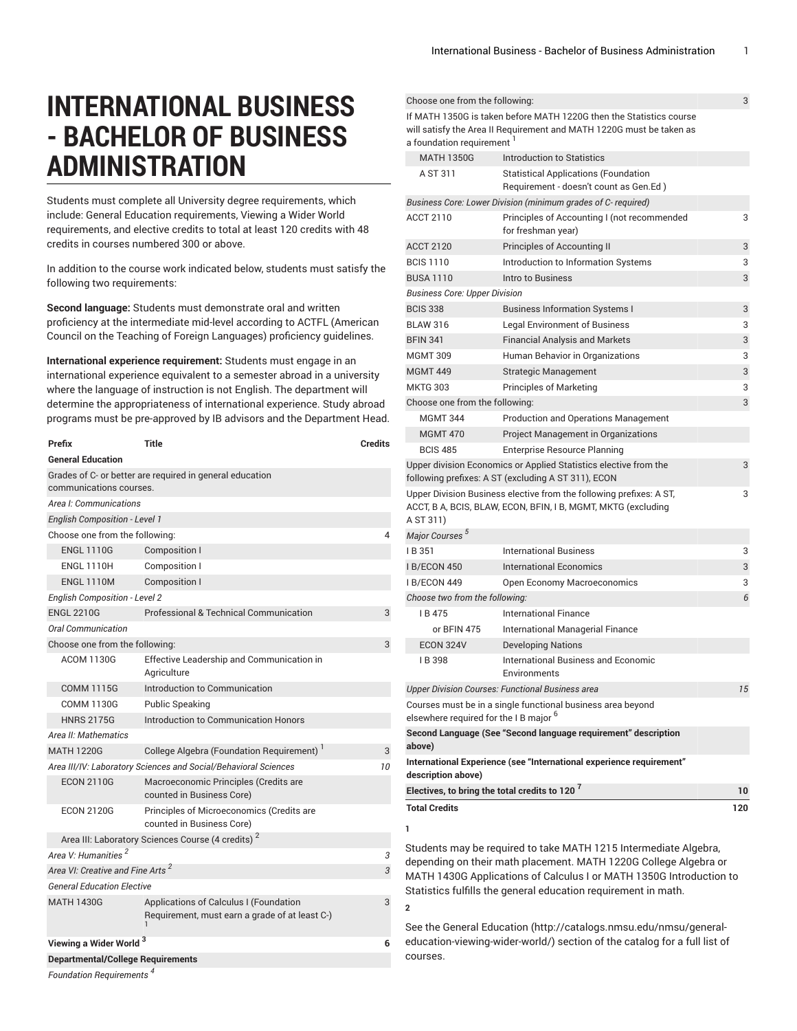# INTERNATIONAL BUSINESS - BACHELOR OF BUSINESS ADMINISTRATION

Students must complete all University degree requirements, which include: General Education requirements, Viewing a Wider World requirements, and elective credits to total at least 120 credits with 48 credits in courses numbered 300 or above.

In addition to the course work indicated below, students must satisfy the following two requirements:

**Second language:** Students must demonstrate oral and written proficiency at the intermediate mid-level according to ACTFL (American Council on the Teaching of Foreign Languages) proficiency guidelines.

**International experience requirement:** Students must engage in an international experience equivalent to a semester abroad in a university where the language of instruction is not English. The department will determine the appropriateness of international experience. Study abroad programs must be pre-approved by IB advisors and the Department Head.

| Prefix | Title | Credits |
|---|---|---|
| **General Education** | | |
| Grades of C- or better are required in general education communications courses. | | |
| *Area I: Communications* | | |
| *English Composition - Level 1* | | |
| Choose one from the following: | | 4 |
| ENGL 1110G | Composition I | |
| ENGL 1110H | Composition I | |
| ENGL 1110M | Composition I | |
| *English Composition - Level 2* | | |
| ENGL 2210G | Professional & Technical Communication | 3 |
| *Oral Communication* | | |
| Choose one from the following: | | 3 |
| ACOM 1130G | Effective Leadership and Communication in Agriculture | |
| COMM 1115G | Introduction to Communication | |
| COMM 1130G | Public Speaking | |
| HNRS 2175G | Introduction to Communication Honors | |
| *Area II: Mathematics* | | |
| MATH 1220G | College Algebra (Foundation Requirement) [1] | 3 |
| *Area III/IV: Laboratory Sciences and Social/Behavioral Sciences* | | *10* |
| ECON 2110G | Macroeconomic Principles (Credits are counted in Business Core) | |
| ECON 2120G | Principles of Microeconomics (Credits are counted in Business Core) | |
| Area III: Laboratory Sciences Course (4 credits) [2] | | |
| *Area V: Humanities [2]* | | *3* |
| *Area VI: Creative and Fine Arts [2]* | | *3* |
| *General Education Elective* | | |
| MATH 1430G | Applications of Calculus I (Foundation Requirement, must earn a grade of at least C-) [1] | 3 |
| **Viewing a Wider World [3]** | | **6** |
| **Departmental/College Requirements** | | |
| *Foundation Requirements [4]* | | |
| Choose one from the following: | | 3 |
| If MATH 1350G is taken before MATH 1220G then the Statistics course will satisfy the Area II Requirement and MATH 1220G must be taken as a foundation requirement [1] | | |
| MATH 1350G | Introduction to Statistics | |
| A ST 311 | Statistical Applications (Foundation Requirement - doesn't count as Gen.Ed ) | |
| *Business Core: Lower Division (minimum grades of C- required)* | | |
| ACCT 2110 | Principles of Accounting I (not recommended for freshman year) | 3 |
| ACCT 2120 | Principles of Accounting II | 3 |
| BCIS 1110 | Introduction to Information Systems | 3 |
| BUSA 1110 | Intro to Business | 3 |
| *Business Core: Upper Division* | | |
| BCIS 338 | Business Information Systems I | 3 |
| BLAW 316 | Legal Environment of Business | 3 |
| BFIN 341 | Financial Analysis and Markets | 3 |
| MGMT 309 | Human Behavior in Organizations | 3 |
| MGMT 449 | Strategic Management | 3 |
| MKTG 303 | Principles of Marketing | 3 |
| Choose one from the following: | | 3 |
| MGMT 344 | Production and Operations Management | |
| MGMT 470 | Project Management in Organizations | |
| BCIS 485 | Enterprise Resource Planning | |
| Upper division Economics or Applied Statistics elective from the following prefixes: A ST (excluding A ST 311), ECON | | 3 |
| Upper Division Business elective from the following prefixes: A ST, ACCT, B A, BCIS, BLAW, ECON, BFIN, I B, MGMT, MKTG (excluding A ST 311) | | 3 |
| *Major Courses [5]* | | |
| I B 351 | International Business | 3 |
| I B/ECON 450 | International Economics | 3 |
| I B/ECON 449 | Open Economy Macroeconomics | 3 |
| *Choose two from the following:* | | *6* |
| I B 475 | International Finance | |
| or BFIN 475 | International Managerial Finance | |
| ECON 324V | Developing Nations | |
| I B 398 | International Business and Economic Environments | |
| *Upper Division Courses: Functional Business area* | | *15* |
| Courses must be in a single functional business area beyond elsewhere required for the I B major [6] | | |
| **Second Language (See "Second language requirement" description above)** | | |
| **International Experience (see "International experience requirement" description above)** | | |
| **Electives, to bring the total credits to 120 [7]** | | **10** |
| **Total Credits** | | **120** |

**1**

Students may be required to take MATH 1215 Intermediate Algebra, depending on their math placement. MATH 1220G College Algebra or MATH 1430G Applications of Calculus I or MATH 1350G Introduction to Statistics fulfills the general education requirement in math.

**2**

See the General Education (http://catalogs.nmsu.edu/nmsu/general-education-viewing-wider-world/) section of the catalog for a full list of courses.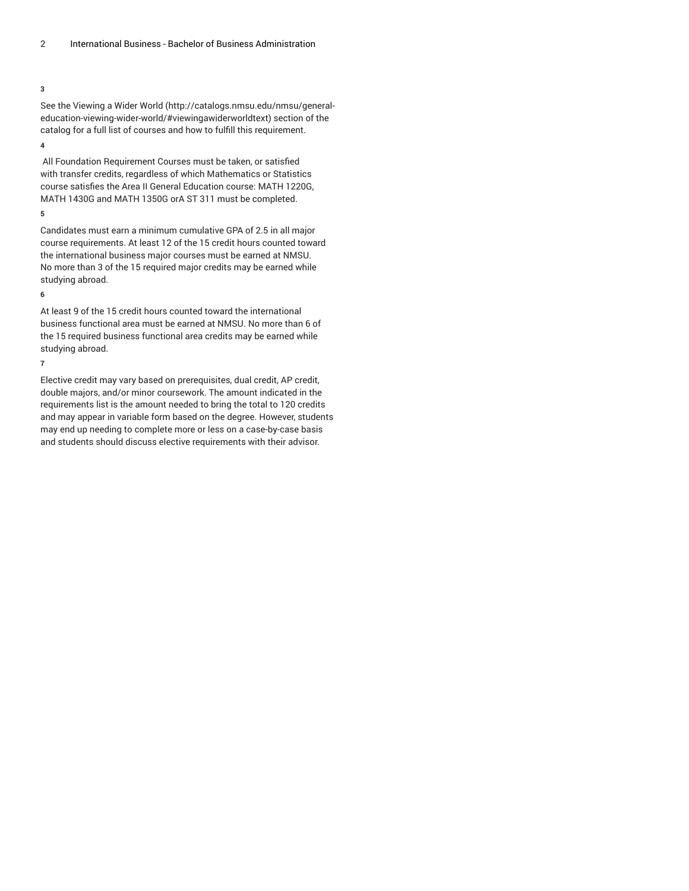3

See the Viewing a Wider World (http://catalogs.nmsu.edu/nmsu/general-education-viewing-wider-world/#viewingawiderworldtext) section of the catalog for a full list of courses and how to fulfill this requirement.

4

All Foundation Requirement Courses must be taken, or satisfied with transfer credits, regardless of which Mathematics or Statistics course satisfies the Area II General Education course: MATH 1220G, MATH 1430G and MATH 1350G orA ST 311 must be completed.

5

Candidates must earn a minimum cumulative GPA of 2.5 in all major course requirements. At least 12 of the 15 credit hours counted toward the international business major courses must be earned at NMSU. No more than 3 of the 15 required major credits may be earned while studying abroad.

6

At least 9 of the 15 credit hours counted toward the international business functional area must be earned at NMSU. No more than 6 of the 15 required business functional area credits may be earned while studying abroad.

7

Elective credit may vary based on prerequisites, dual credit, AP credit, double majors, and/or minor coursework. The amount indicated in the requirements list is the amount needed to bring the total to 120 credits and may appear in variable form based on the degree. However, students may end up needing to complete more or less on a case-by-case basis and students should discuss elective requirements with their advisor.